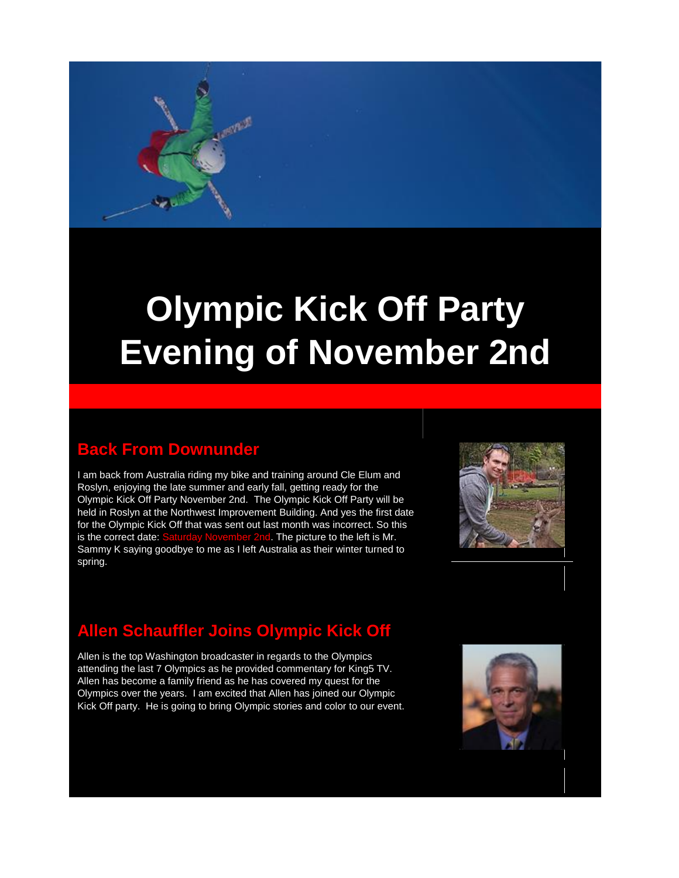# Olympic Kick Off Party Evening of November 2nd

## Back From Downunder

I am back from Australia riding my bike and training around Cle Elum and Roslyn, enjoying the late summer and early fall, getting ready for the Olympic Kick Off Party November 2nd. The Olympic Kick Off Party will be held in Roslyn at the Northwest Improvement Building. And yes the first date for the Olympic Kick Off that was sent out last month was incorrect. So this is the correct date: Saturday November 2nd. The picture to the left is Mr. Sammy K saying goodbye to me as I left Australia as their winter turned to spring.

## Allen Schauffler Joins Olympic Kick Off

Allen is the top Washington broadcaster in regards to the Olympics attending the last 7 Olympics as he provided commentary for King5 TV. Allen has become a family friend as he has covered my quest for the Olympics over the years. I am excited that Allen has joined our Olympic Kick Off party. He is going to bring Olympic stories and color to our event.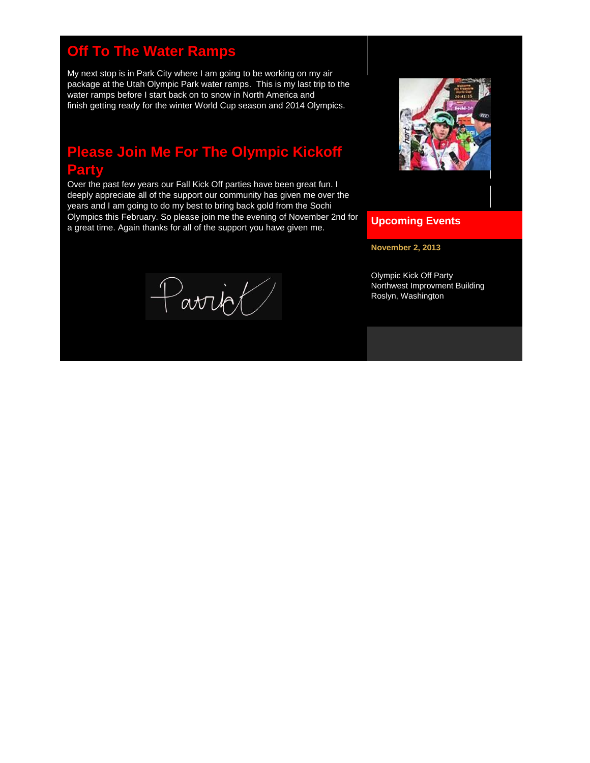## Off To The Water Ramps

My next stop is in Park City where I am going to be working on my air package at the Utah Olympic Park water ramps. This is my last trip to the water ramps before I start back on to snow in North America and finish getting ready for the winter World Cup season and 2014 Olympics.

## Please Join Me For The Olympic Kickoff Party

Over the past few years our Fall Kick Off parties have been great fun. I deeply appreciate all of the support our community has given me over the years and I am going to do my best to bring back gold from the Sochi Olympics this February. So please join me the evening of November 2nd for a great time. Again thanks for all of the support you have given me.

Patrick

### Upcoming Events

**November 2, 2013**

Olympic Kick Off Party
Northwest Improvment Building
Roslyn, Washington